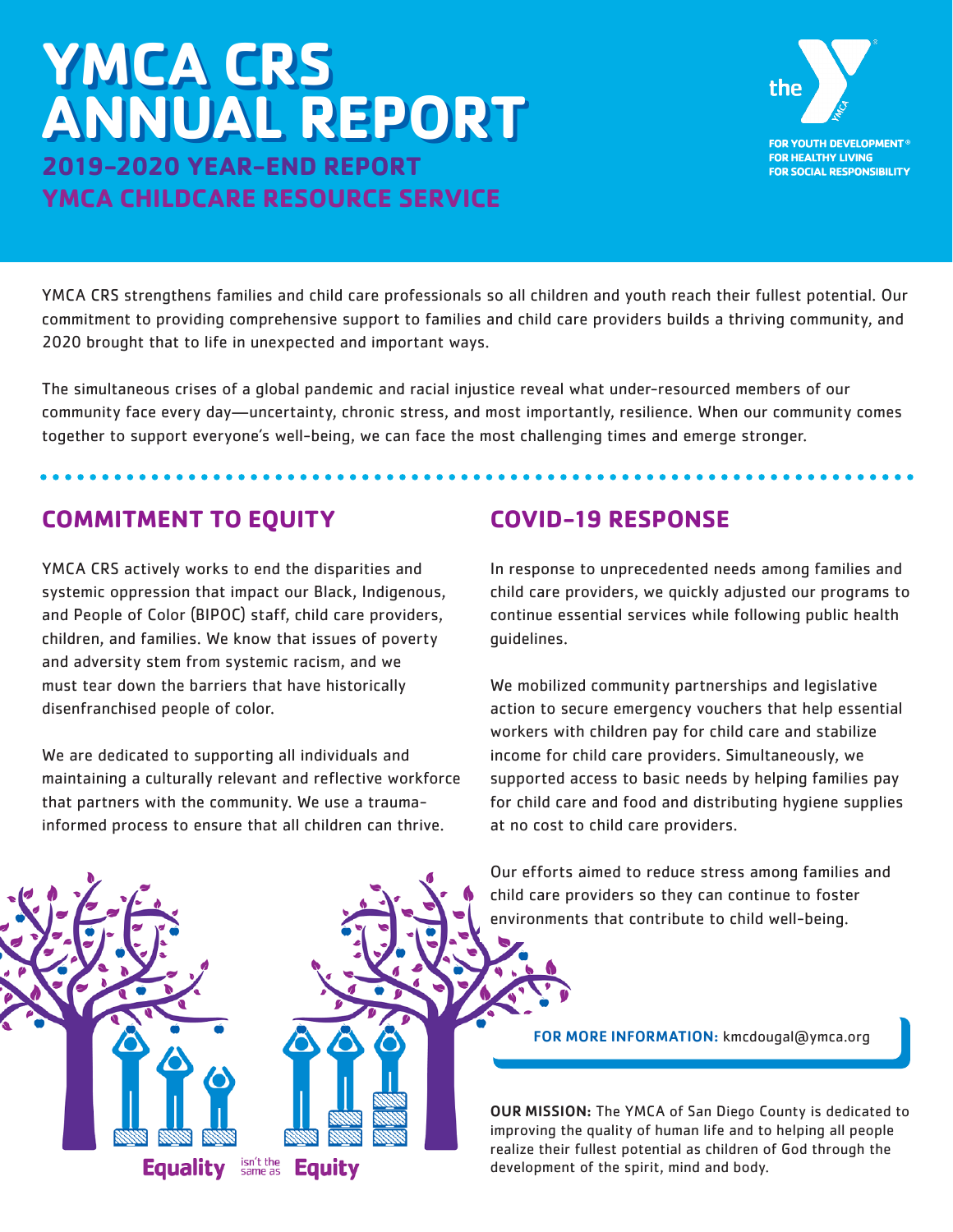# YMCA CRS ANNUAL REPORT

## 2019-2020 YEAR-END REPORT
## YMCA CHILDCARE RESOURCE SERVICE

FOR YOUTH DEVELOPMENT®
FOR HEALTHY LIVING
FOR SOCIAL RESPONSIBILITY

YMCA CRS strengthens families and child care professionals so all children and youth reach their fullest potential. Our commitment to providing comprehensive support to families and child care providers builds a thriving community, and 2020 brought that to life in unexpected and important ways.

The simultaneous crises of a global pandemic and racial injustice reveal what under-resourced members of our community face every day—uncertainty, chronic stress, and most importantly, resilience. When our community comes together to support everyone's well-being, we can face the most challenging times and emerge stronger.

## COMMITMENT TO EQUITY

YMCA CRS actively works to end the disparities and systemic oppression that impact our Black, Indigenous, and People of Color (BIPOC) staff, child care providers, children, and families. We know that issues of poverty and adversity stem from systemic racism, and we must tear down the barriers that have historically disenfranchised people of color.

We are dedicated to supporting all individuals and maintaining a culturally relevant and reflective workforce that partners with the community. We use a trauma-informed process to ensure that all children can thrive.

Equality isn't the same as Equity

## COVID-19 RESPONSE

In response to unprecedented needs among families and child care providers, we quickly adjusted our programs to continue essential services while following public health guidelines.

We mobilized community partnerships and legislative action to secure emergency vouchers that help essential workers with children pay for child care and stabilize income for child care providers. Simultaneously, we supported access to basic needs by helping families pay for child care and food and distributing hygiene supplies at no cost to child care providers.

Our efforts aimed to reduce stress among families and child care providers so they can continue to foster environments that contribute to child well-being.

**FOR MORE INFORMATION:** kmcdougal@ymca.org

**OUR MISSION:** The YMCA of San Diego County is dedicated to improving the quality of human life and to helping all people realize their fullest potential as children of God through the development of the spirit, mind and body.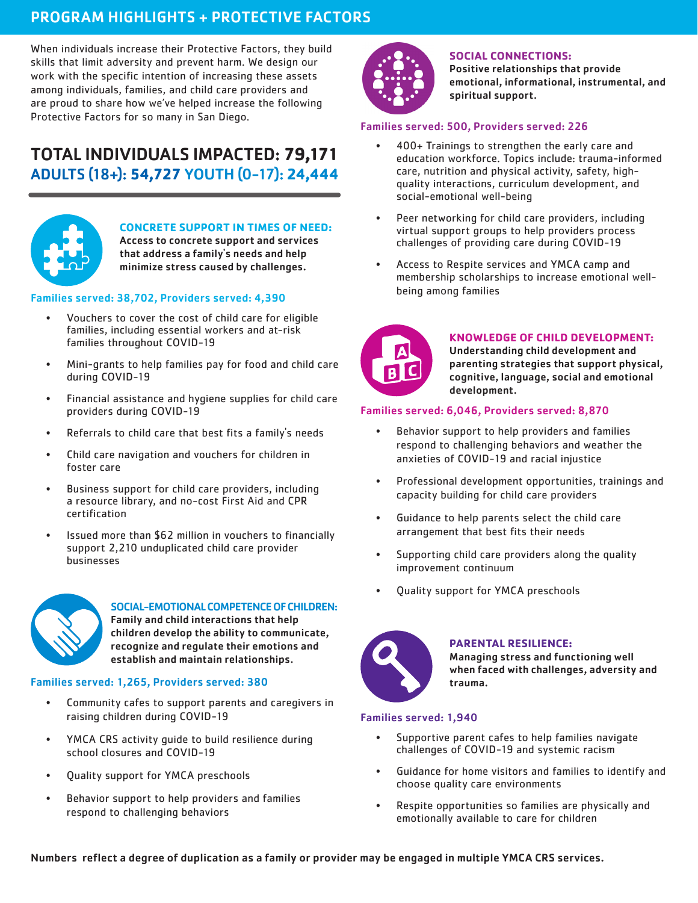## PROGRAM HIGHLIGHTS + PROTECTIVE FACTORS

When individuals increase their Protective Factors, they build skills that limit adversity and prevent harm. We design our work with the specific intention of increasing these assets among individuals, families, and child care providers and are proud to share how we've helped increase the following Protective Factors for so many in San Diego.

## TOTAL INDIVIDUALS IMPACTED: 79,171

### ADULTS (18+): 54,727 YOUTH (0-17): 24,444

### CONCRETE SUPPORT IN TIMES OF NEED:

**Access to concrete support and services that address a family's needs and help minimize stress caused by challenges.**

**Families served: 38,702, Providers served: 4,390**

- Vouchers to cover the cost of child care for eligible families, including essential workers and at-risk families throughout COVID-19
- Mini-grants to help families pay for food and child care during COVID-19
- Financial assistance and hygiene supplies for child care providers during COVID-19
- Referrals to child care that best fits a family's needs
- Child care navigation and vouchers for children in foster care
- Business support for child care providers, including a resource library, and no-cost First Aid and CPR certification
- Issued more than $62 million in vouchers to financially support 2,210 unduplicated child care provider businesses

### SOCIAL-EMOTIONAL COMPETENCE OF CHILDREN:

**Family and child interactions that help children develop the ability to communicate, recognize and regulate their emotions and establish and maintain relationships.**

**Families served: 1,265, Providers served: 380**

- Community cafes to support parents and caregivers in raising children during COVID-19
- YMCA CRS activity guide to build resilience during school closures and COVID-19
- Quality support for YMCA preschools
- Behavior support to help providers and families respond to challenging behaviors

### SOCIAL CONNECTIONS:

**Positive relationships that provide emotional, informational, instrumental, and spiritual support.**

**Families served: 500, Providers served: 226**

- 400+ Trainings to strengthen the early care and education workforce. Topics include: trauma-informed care, nutrition and physical activity, safety, high-quality interactions, curriculum development, and social-emotional well-being
- Peer networking for child care providers, including virtual support groups to help providers process challenges of providing care during COVID-19
- Access to Respite services and YMCA camp and membership scholarships to increase emotional well-being among families

### KNOWLEDGE OF CHILD DEVELOPMENT:

**Understanding child development and parenting strategies that support physical, cognitive, language, social and emotional development.**

**Families served: 6,046, Providers served: 8,870**

- Behavior support to help providers and families respond to challenging behaviors and weather the anxieties of COVID-19 and racial injustice
- Professional development opportunities, trainings and capacity building for child care providers
- Guidance to help parents select the child care arrangement that best fits their needs
- Supporting child care providers along the quality improvement continuum
- Quality support for YMCA preschools

### PARENTAL RESILIENCE:

**Managing stress and functioning well when faced with challenges, adversity and trauma.**

**Families served: 1,940**

- Supportive parent cafes to help families navigate challenges of COVID-19 and systemic racism
- Guidance for home visitors and families to identify and choose quality care environments
- Respite opportunities so families are physically and emotionally available to care for children

**Numbers reflect a degree of duplication as a family or provider may be engaged in multiple YMCA CRS services.**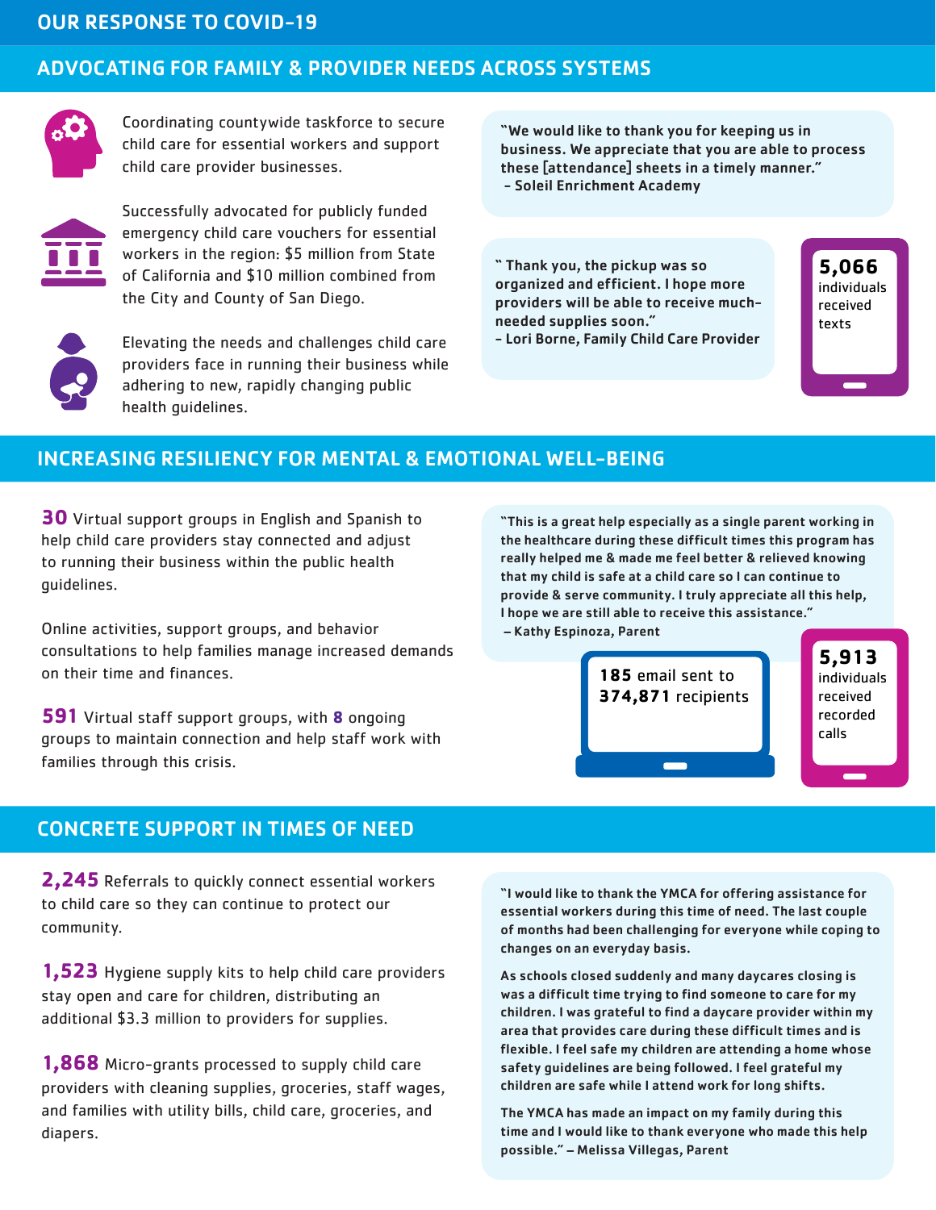# OUR RESPONSE TO COVID-19

## ADVOCATING FOR FAMILY & PROVIDER NEEDS ACROSS SYSTEMS

Coordinating countywide taskforce to secure child care for essential workers and support child care provider businesses.

Successfully advocated for publicly funded emergency child care vouchers for essential workers in the region: $5 million from State of California and $10 million combined from the City and County of San Diego.

Elevating the needs and challenges child care providers face in running their business while adhering to new, rapidly changing public health guidelines.

**"We would like to thank you for keeping us in business. We appreciate that you are able to process these [attendance] sheets in a timely manner."**
**– Soleil Enrichment Academy**

**" Thank you, the pickup was so organized and efficient. I hope more providers will be able to receive much-needed supplies soon."**
**– Lori Borne, Family Child Care Provider**

**5,066** individuals received texts

## INCREASING RESILIENCY FOR MENTAL & EMOTIONAL WELL-BEING

**30** Virtual support groups in English and Spanish to help child care providers stay connected and adjust to running their business within the public health guidelines.

Online activities, support groups, and behavior consultations to help families manage increased demands on their time and finances.

**591** Virtual staff support groups, with **8** ongoing groups to maintain connection and help staff work with families through this crisis.

**"This is a great help especially as a single parent working in the healthcare during these difficult times this program has really helped me & made me feel better & relieved knowing that my child is safe at a child care so I can continue to provide & serve community. I truly appreciate all this help, I hope we are still able to receive this assistance."**
**– Kathy Espinoza, Parent**

**185** email sent to **374,871** recipients

**5,913** individuals received recorded calls

## CONCRETE SUPPORT IN TIMES OF NEED

**2,245** Referrals to quickly connect essential workers to child care so they can continue to protect our community.

**1,523** Hygiene supply kits to help child care providers stay open and care for children, distributing an additional $3.3 million to providers for supplies.

**1,868** Micro-grants processed to supply child care providers with cleaning supplies, groceries, staff wages, and families with utility bills, child care, groceries, and diapers.

**"I would like to thank the YMCA for offering assistance for essential workers during this time of need. The last couple of months had been challenging for everyone while coping to changes on an everyday basis.**

**As schools closed suddenly and many daycares closing is was a difficult time trying to find someone to care for my children. I was grateful to find a daycare provider within my area that provides care during these difficult times and is flexible. I feel safe my children are attending a home whose safety guidelines are being followed. I feel grateful my children are safe while I attend work for long shifts.**

**The YMCA has made an impact on my family during this time and I would like to thank everyone who made this help possible." – Melissa Villegas, Parent**